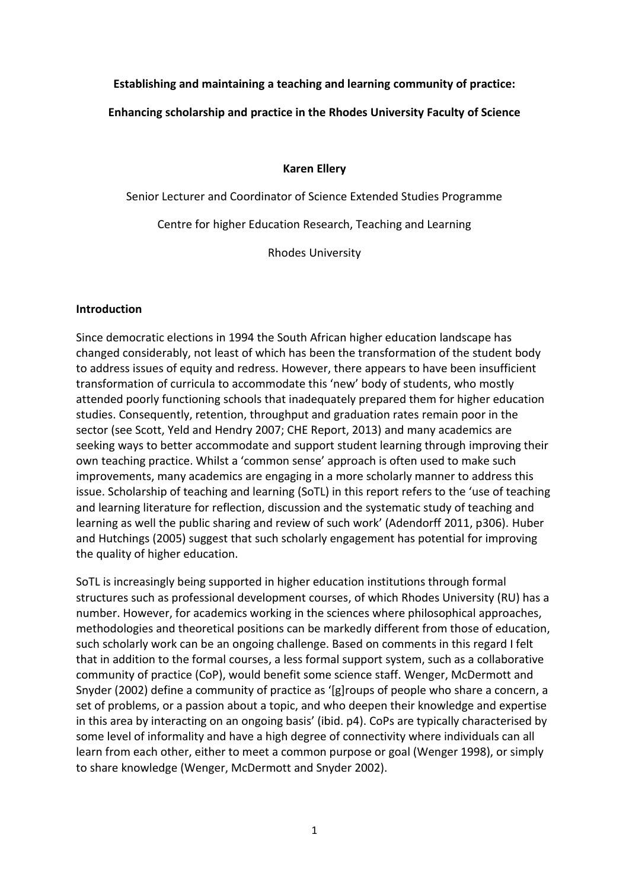**Establishing and maintaining a teaching and learning community of practice:**

**Enhancing scholarship and practice in the Rhodes University Faculty of Science**

**Karen Ellery**

Senior Lecturer and Coordinator of Science Extended Studies Programme

Centre for higher Education Research, Teaching and Learning

Rhodes University

## Introduction

Since democratic elections in 1994 the South African higher education landscape has changed considerably, not least of which has been the transformation of the student body to address issues of equity and redress. However, there appears to have been insufficient transformation of curricula to accommodate this 'new' body of students, who mostly attended poorly functioning schools that inadequately prepared them for higher education studies. Consequently, retention, throughput and graduation rates remain poor in the sector (see Scott, Yeld and Hendry 2007; CHE Report, 2013) and many academics are seeking ways to better accommodate and support student learning through improving their own teaching practice. Whilst a 'common sense' approach is often used to make such improvements, many academics are engaging in a more scholarly manner to address this issue. Scholarship of teaching and learning (SoTL) in this report refers to the 'use of teaching and learning literature for reflection, discussion and the systematic study of teaching and learning as well the public sharing and review of such work' (Adendorff 2011, p306). Huber and Hutchings (2005) suggest that such scholarly engagement has potential for improving the quality of higher education.

SoTL is increasingly being supported in higher education institutions through formal structures such as professional development courses, of which Rhodes University (RU) has a number. However, for academics working in the sciences where philosophical approaches, methodologies and theoretical positions can be markedly different from those of education, such scholarly work can be an ongoing challenge. Based on comments in this regard I felt that in addition to the formal courses, a less formal support system, such as a collaborative community of practice (CoP), would benefit some science staff. Wenger, McDermott and Snyder (2002) define a community of practice as '[g]roups of people who share a concern, a set of problems, or a passion about a topic, and who deepen their knowledge and expertise in this area by interacting on an ongoing basis' (ibid. p4). CoPs are typically characterised by some level of informality and have a high degree of connectivity where individuals can all learn from each other, either to meet a common purpose or goal (Wenger 1998), or simply to share knowledge (Wenger, McDermott and Snyder 2002).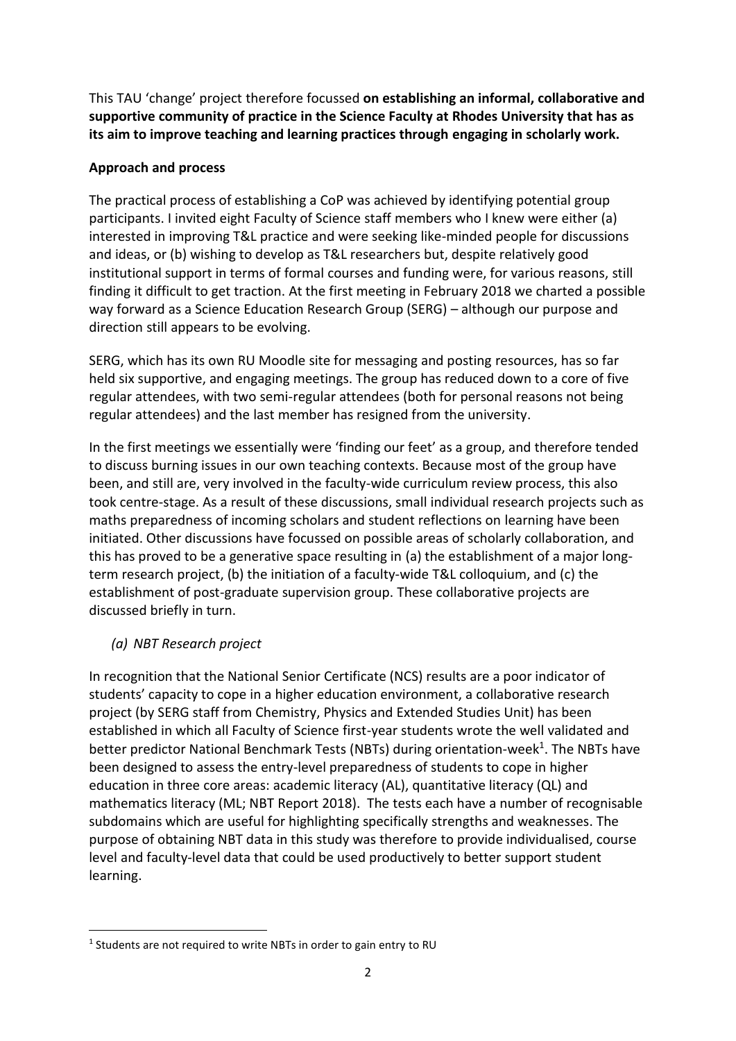This TAU 'change' project therefore focussed **on establishing an informal, collaborative and supportive community of practice in the Science Faculty at Rhodes University that has as its aim to improve teaching and learning practices through engaging in scholarly work.**

**Approach and process**

The practical process of establishing a CoP was achieved by identifying potential group participants. I invited eight Faculty of Science staff members who I knew were either (a) interested in improving T&L practice and were seeking like-minded people for discussions and ideas, or (b) wishing to develop as T&L researchers but, despite relatively good institutional support in terms of formal courses and funding were, for various reasons, still finding it difficult to get traction. At the first meeting in February 2018 we charted a possible way forward as a Science Education Research Group (SERG) – although our purpose and direction still appears to be evolving.

SERG, which has its own RU Moodle site for messaging and posting resources, has so far held six supportive, and engaging meetings. The group has reduced down to a core of five regular attendees, with two semi-regular attendees (both for personal reasons not being regular attendees) and the last member has resigned from the university.

In the first meetings we essentially were 'finding our feet' as a group, and therefore tended to discuss burning issues in our own teaching contexts. Because most of the group have been, and still are, very involved in the faculty-wide curriculum review process, this also took centre-stage. As a result of these discussions, small individual research projects such as maths preparedness of incoming scholars and student reflections on learning have been initiated. Other discussions have focussed on possible areas of scholarly collaboration, and this has proved to be a generative space resulting in (a) the establishment of a major long-term research project, (b) the initiation of a faculty-wide T&L colloquium, and (c) the establishment of post-graduate supervision group. These collaborative projects are discussed briefly in turn.

*(a) NBT Research project*

In recognition that the National Senior Certificate (NCS) results are a poor indicator of students' capacity to cope in a higher education environment, a collaborative research project (by SERG staff from Chemistry, Physics and Extended Studies Unit) has been established in which all Faculty of Science first-year students wrote the well validated and better predictor National Benchmark Tests (NBTs) during orientation-week[1]. The NBTs have been designed to assess the entry-level preparedness of students to cope in higher education in three core areas: academic literacy (AL), quantitative literacy (QL) and mathematics literacy (ML; NBT Report 2018). The tests each have a number of recognisable subdomains which are useful for highlighting specifically strengths and weaknesses. The purpose of obtaining NBT data in this study was therefore to provide individualised, course level and faculty-level data that could be used productively to better support student learning.

[1] Students are not required to write NBTs in order to gain entry to RU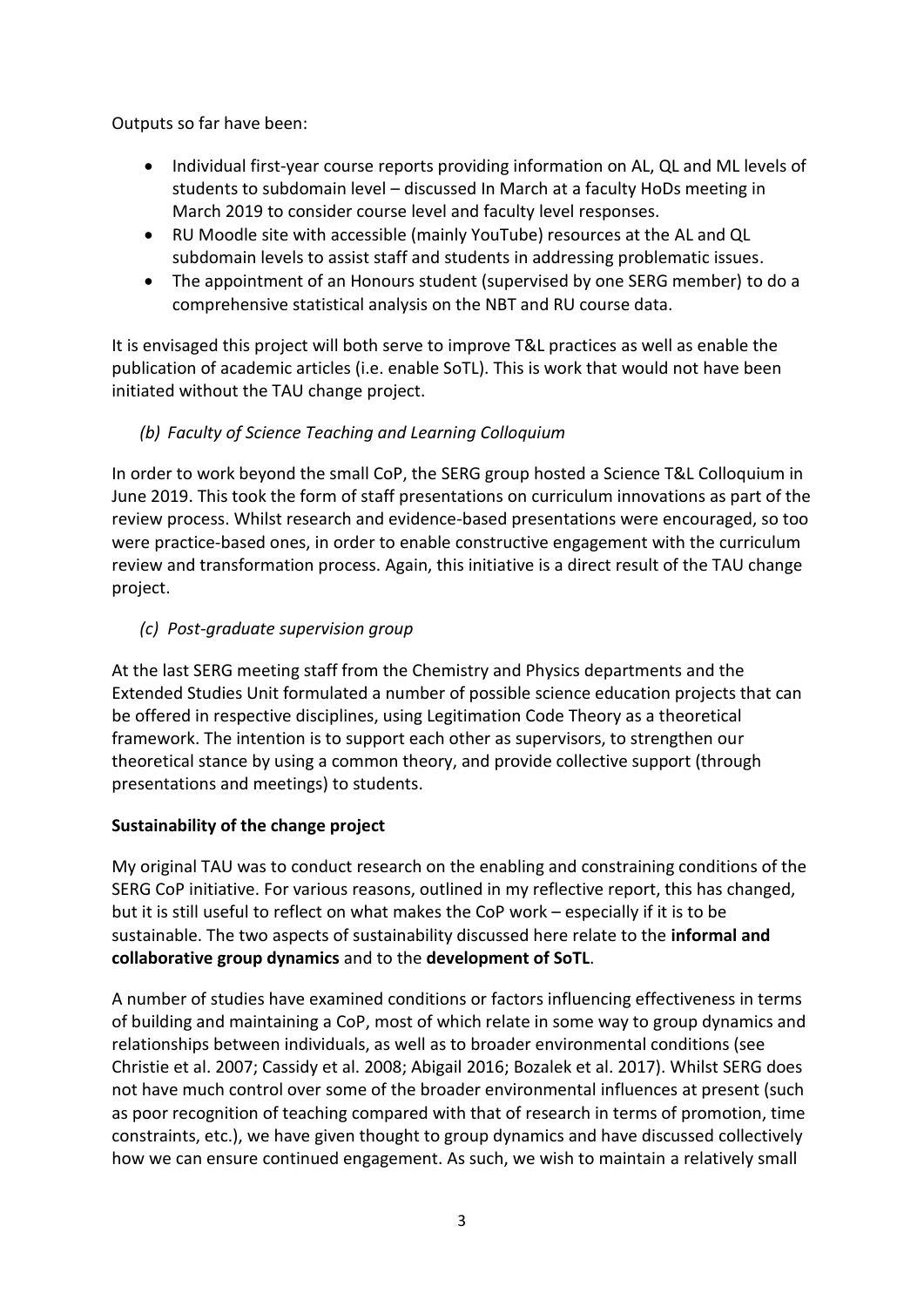Outputs so far have been:

- Individual first-year course reports providing information on AL, QL and ML levels of students to subdomain level – discussed In March at a faculty HoDs meeting in March 2019 to consider course level and faculty level responses.
- RU Moodle site with accessible (mainly YouTube) resources at the AL and QL subdomain levels to assist staff and students in addressing problematic issues.
- The appointment of an Honours student (supervised by one SERG member) to do a comprehensive statistical analysis on the NBT and RU course data.

It is envisaged this project will both serve to improve T&L practices as well as enable the publication of academic articles (i.e. enable SoTL). This is work that would not have been initiated without the TAU change project.

*(b) Faculty of Science Teaching and Learning Colloquium*

In order to work beyond the small CoP, the SERG group hosted a Science T&L Colloquium in June 2019. This took the form of staff presentations on curriculum innovations as part of the review process. Whilst research and evidence-based presentations were encouraged, so too were practice-based ones, in order to enable constructive engagement with the curriculum review and transformation process. Again, this initiative is a direct result of the TAU change project.

*(c) Post-graduate supervision group*

At the last SERG meeting staff from the Chemistry and Physics departments and the Extended Studies Unit formulated a number of possible science education projects that can be offered in respective disciplines, using Legitimation Code Theory as a theoretical framework. The intention is to support each other as supervisors, to strengthen our theoretical stance by using a common theory, and provide collective support (through presentations and meetings) to students.

**Sustainability of the change project**

My original TAU was to conduct research on the enabling and constraining conditions of the SERG CoP initiative. For various reasons, outlined in my reflective report, this has changed, but it is still useful to reflect on what makes the CoP work – especially if it is to be sustainable. The two aspects of sustainability discussed here relate to the **informal and collaborative group dynamics** and to the **development of SoTL**.

A number of studies have examined conditions or factors influencing effectiveness in terms of building and maintaining a CoP, most of which relate in some way to group dynamics and relationships between individuals, as well as to broader environmental conditions (see Christie et al. 2007; Cassidy et al. 2008; Abigail 2016; Bozalek et al. 2017). Whilst SERG does not have much control over some of the broader environmental influences at present (such as poor recognition of teaching compared with that of research in terms of promotion, time constraints, etc.), we have given thought to group dynamics and have discussed collectively how we can ensure continued engagement. As such, we wish to maintain a relatively small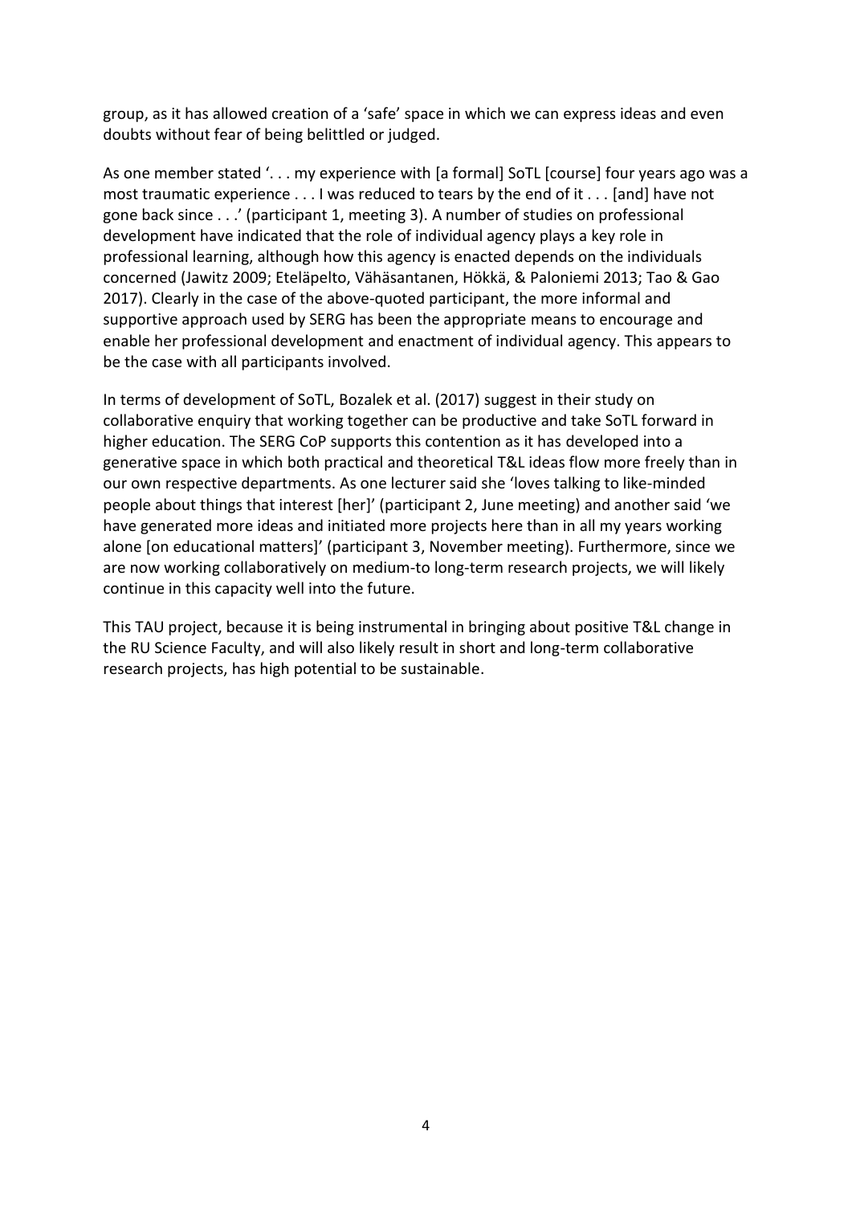group, as it has allowed creation of a 'safe' space in which we can express ideas and even doubts without fear of being belittled or judged.

As one member stated '. . . my experience with [a formal] SoTL [course] four years ago was a most traumatic experience . . . I was reduced to tears by the end of it . . . [and] have not gone back since . . .' (participant 1, meeting 3). A number of studies on professional development have indicated that the role of individual agency plays a key role in professional learning, although how this agency is enacted depends on the individuals concerned (Jawitz 2009; Eteläpelto, Vähäsantanen, Hökkä, & Paloniemi 2013; Tao & Gao 2017). Clearly in the case of the above-quoted participant, the more informal and supportive approach used by SERG has been the appropriate means to encourage and enable her professional development and enactment of individual agency. This appears to be the case with all participants involved.

In terms of development of SoTL, Bozalek et al. (2017) suggest in their study on collaborative enquiry that working together can be productive and take SoTL forward in higher education. The SERG CoP supports this contention as it has developed into a generative space in which both practical and theoretical T&L ideas flow more freely than in our own respective departments. As one lecturer said she 'loves talking to like-minded people about things that interest [her]' (participant 2, June meeting) and another said 'we have generated more ideas and initiated more projects here than in all my years working alone [on educational matters]' (participant 3, November meeting). Furthermore, since we are now working collaboratively on medium-to long-term research projects, we will likely continue in this capacity well into the future.

This TAU project, because it is being instrumental in bringing about positive T&L change in the RU Science Faculty, and will also likely result in short and long-term collaborative research projects, has high potential to be sustainable.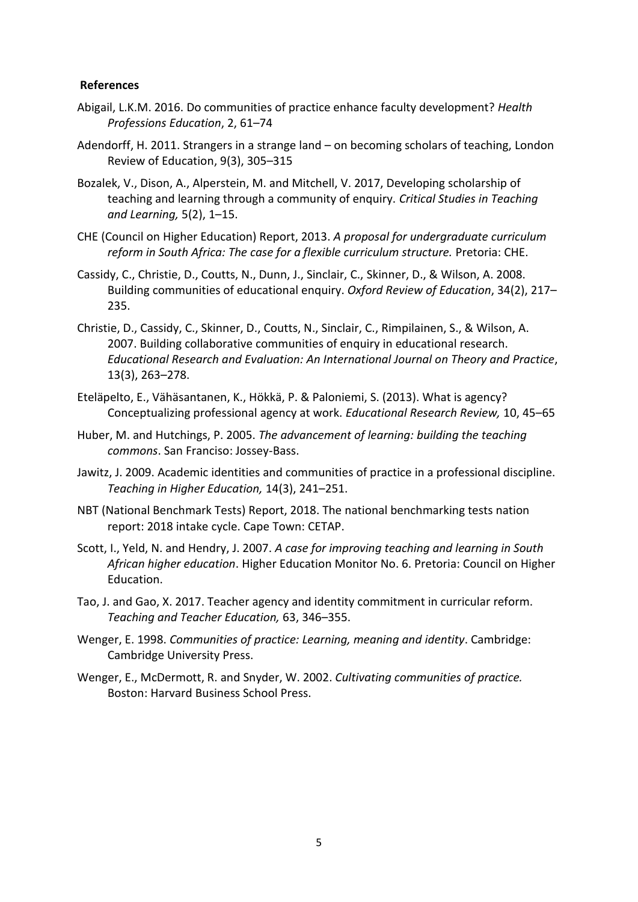## References

Abigail, L.K.M. 2016. Do communities of practice enhance faculty development? *Health Professions Education*, 2, 61–74

Adendorff, H. 2011. Strangers in a strange land – on becoming scholars of teaching, London Review of Education, 9(3), 305–315

Bozalek, V., Dison, A., Alperstein, M. and Mitchell, V. 2017, Developing scholarship of teaching and learning through a community of enquiry. *Critical Studies in Teaching and Learning,* 5(2), 1–15.

CHE (Council on Higher Education) Report, 2013. *A proposal for undergraduate curriculum reform in South Africa: The case for a flexible curriculum structure.* Pretoria: CHE.

Cassidy, C., Christie, D., Coutts, N., Dunn, J., Sinclair, C., Skinner, D., & Wilson, A. 2008. Building communities of educational enquiry. *Oxford Review of Education*, 34(2), 217–235.

Christie, D., Cassidy, C., Skinner, D., Coutts, N., Sinclair, C., Rimpilainen, S., & Wilson, A. 2007. Building collaborative communities of enquiry in educational research. *Educational Research and Evaluation: An International Journal on Theory and Practice*, 13(3), 263–278.

Eteläpelto, E., Vähäsantanen, K., Hökkä, P. & Paloniemi, S. (2013). What is agency? Conceptualizing professional agency at work. *Educational Research Review,* 10, 45–65

Huber, M. and Hutchings, P. 2005. *The advancement of learning: building the teaching commons*. San Franciso: Jossey-Bass.

Jawitz, J. 2009. Academic identities and communities of practice in a professional discipline. *Teaching in Higher Education,* 14(3), 241–251.

NBT (National Benchmark Tests) Report, 2018. The national benchmarking tests nation report: 2018 intake cycle. Cape Town: CETAP.

Scott, I., Yeld, N. and Hendry, J. 2007. *A case for improving teaching and learning in South African higher education*. Higher Education Monitor No. 6. Pretoria: Council on Higher Education.

Tao, J. and Gao, X. 2017. Teacher agency and identity commitment in curricular reform. *Teaching and Teacher Education,* 63, 346–355.

Wenger, E. 1998. *Communities of practice: Learning, meaning and identity*. Cambridge: Cambridge University Press.

Wenger, E., McDermott, R. and Snyder, W. 2002. *Cultivating communities of practice.* Boston: Harvard Business School Press.